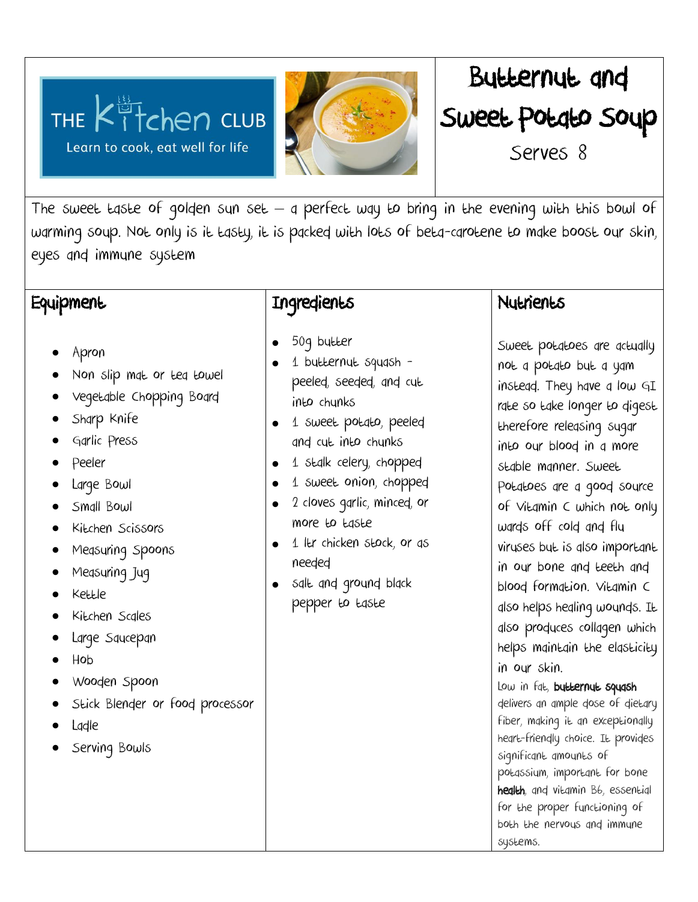THE Kitchen CLUB

Learn to cook, eat well for life

# Butternut and Sweet Potato Soup

Serves 8

The sweet taste of golden sun set – a perfect way to bring in the evening with this bowl of warming soup. Not only is it tasty, it is packed with lots of beta-carotene to make boost our skin, eyes and immune system

## Equipment

- Apron
- Non slip mat or tea towel
- Vegetable Chopping Board
- Sharp Knife
- Garlic Press
- Peeler
- Large Bowl
- Small Bowl
- Kitchen Scissors
- Measuring Spoons
- Measuring Jug
- Kettle
- Kitchen Scales
- Large Saucepan
- Hob
- Wooden Spoon
- Stick Blender or food processor
- Ladle
- Serving Bowls

## Ingredients

- 50g butter
- 1 butternut squash - peeled, seeded, and cut into chunks
- 1 sweet potato, peeled and cut into chunks
- 1 stalk celery, chopped
- 1 sweet onion, chopped
- 2 cloves garlic, minced, or more to taste
- 1 ltr chicken stock, or as needed
- salt and ground black pepper to taste

## Nutrients

Sweet potatoes are actually not a potato but a yam instead. They have a low GI rate so take longer to digest therefore releasing sugar into our blood in a more stable manner. Sweet Potatoes are a good source of Vitamin C which not only wards off cold and flu viruses but is also important in our bone and teeth and blood formation. Vitamin C also helps healing wounds. It also produces collagen which helps maintain the elasticity in our skin.

Low in fat, **butternut squash** delivers an ample dose of dietary fiber, making it an exceptionally heart-friendly choice. It provides significant amounts of potassium, important for bone **health**, and vitamin B6, essential for the proper functioning of both the nervous and immune systems.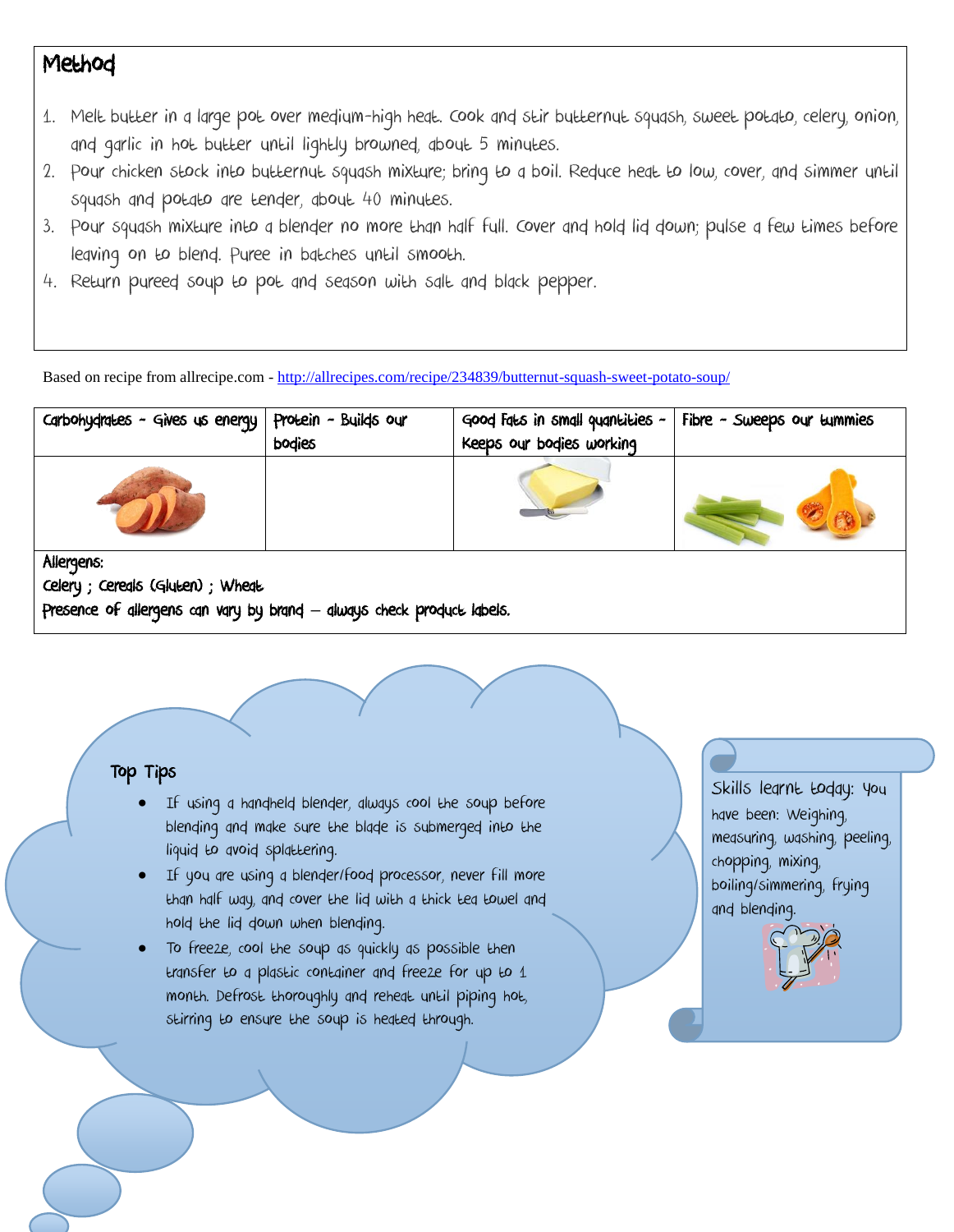## Method

1. Melt butter in a large pot over medium-high heat. Cook and stir butternut squash, sweet potato, celery, onion, and garlic in hot butter until lightly browned, about 5 minutes.
2. Pour chicken stock into butternut squash mixture; bring to a boil. Reduce heat to low, cover, and simmer until squash and potato are tender, about 40 minutes.
3. Pour squash mixture into a blender no more than half full. Cover and hold lid down; pulse a few times before leaving on to blend. Puree in batches until smooth.
4. Return pureed soup to pot and season with salt and black pepper.

Based on recipe from allrecipe.com - http://allrecipes.com/recipe/234839/butternut-squash-sweet-potato-soup/

| Carbohydrates - Gives us energy | Protein - Builds our bodies | Good Fats in small quantities - Keeps our bodies working | Fibre - Sweeps our tummies |
|---|---|---|---|
| | | | |

Allergens:
Celery ; Cereals (Gluten) ; Wheat
Presence of allergens can vary by brand – always check product labels.

### Top Tips

- If using a handheld blender, always cool the soup before blending and make sure the blade is submerged into the liquid to avoid splattering.
- If you are using a blender/food processor, never fill more than half way, and cover the lid with a thick tea towel and hold the lid down when blending.
- To freeze, cool the soup as quickly as possible then transfer to a plastic container and freeze for up to 1 month. Defrost thoroughly and reheat until piping hot, stirring to ensure the soup is heated through.

Skills learnt today: You have been: Weighing, measuring, washing, peeling, chopping, mixing, boiling/simmering, frying and blending.